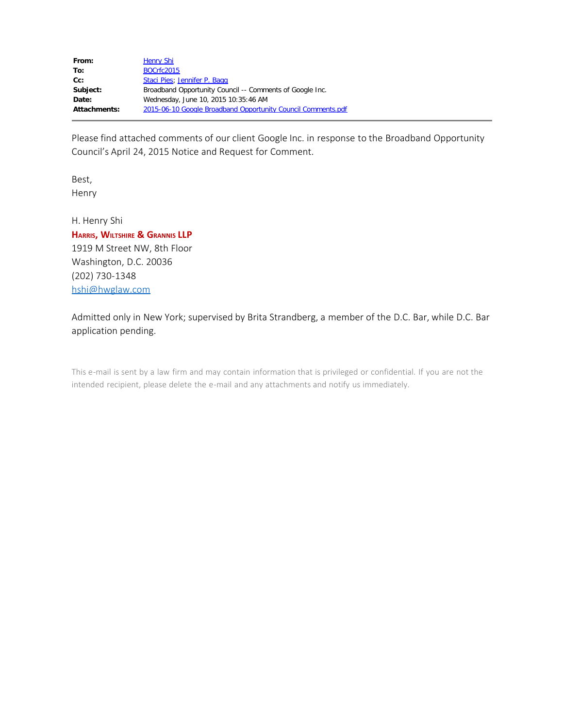| | |
|---|---|
| **From:** | Henry Shi |
| **To:** | BOCrfc2015 |
| **Cc:** | Staci Pies; Jennifer P. Bagg |
| **Subject:** | Broadband Opportunity Council -- Comments of Google Inc. |
| **Date:** | Wednesday, June 10, 2015 10:35:46 AM |
| **Attachments:** | 2015-06-10 Google Broadband Opportunity Council Comments.pdf |

Please find attached comments of our client Google Inc. in response to the Broadband Opportunity Council's April 24, 2015 Notice and Request for Comment.

Best,
Henry

H. Henry Shi
**HARRIS, WILTSHIRE & GRANNIS LLP**
1919 M Street NW, 8th Floor
Washington, D.C. 20036
(202) 730-1348
hshi@hwglaw.com

Admitted only in New York; supervised by Brita Strandberg, a member of the D.C. Bar, while D.C. Bar application pending.

This e-mail is sent by a law firm and may contain information that is privileged or confidential. If you are not the intended recipient, please delete the e-mail and any attachments and notify us immediately.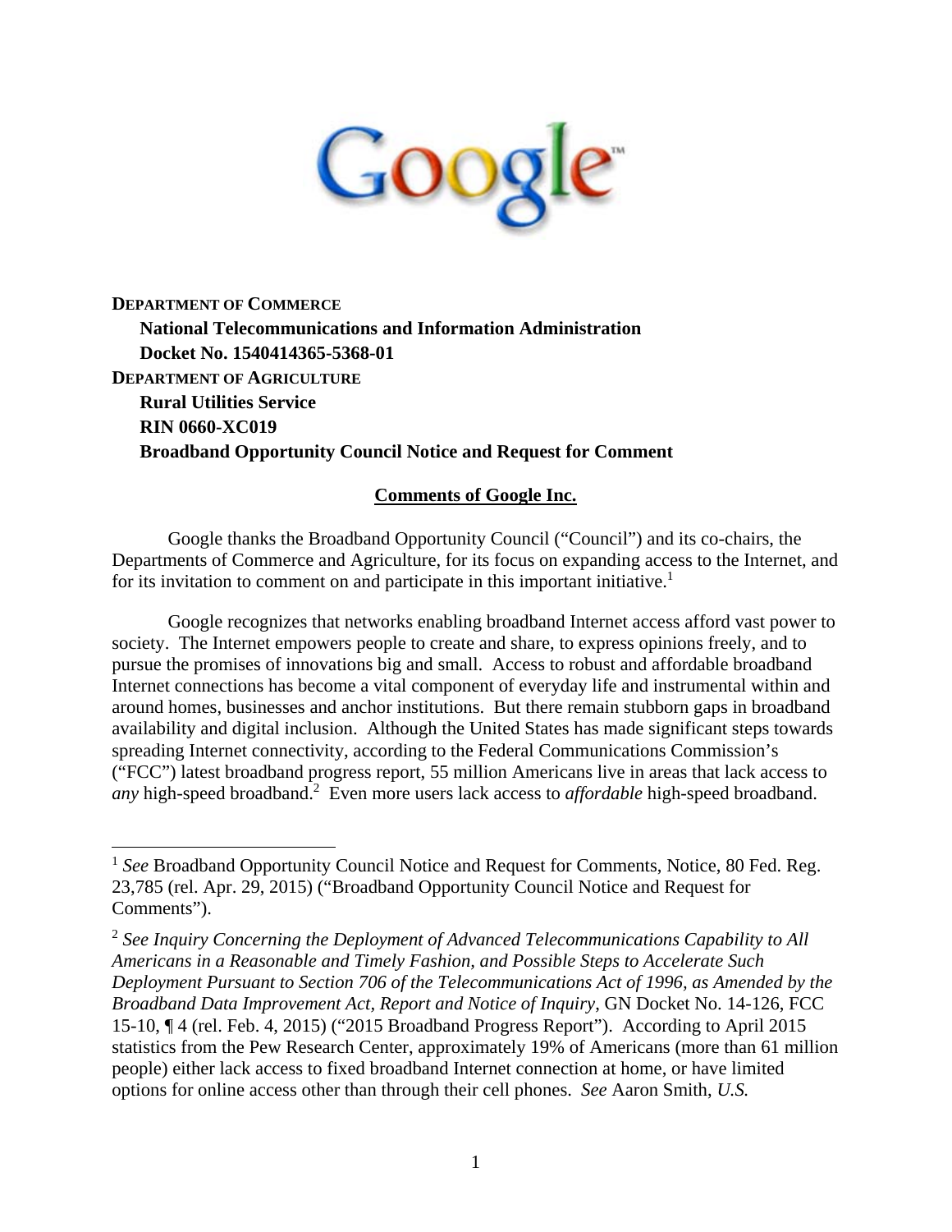**DEPARTMENT OF COMMERCE**

**National Telecommunications and Information Administration**

**Docket No. 1540414365-5368-01**

**DEPARTMENT OF AGRICULTURE**

**Rural Utilities Service**

**RIN 0660-XC019**

**Broadband Opportunity Council Notice and Request for Comment**

**Comments of Google Inc.**

Google thanks the Broadband Opportunity Council ("Council") and its co-chairs, the Departments of Commerce and Agriculture, for its focus on expanding access to the Internet, and for its invitation to comment on and participate in this important initiative.[1]

Google recognizes that networks enabling broadband Internet access afford vast power to society. The Internet empowers people to create and share, to express opinions freely, and to pursue the promises of innovations big and small. Access to robust and affordable broadband Internet connections has become a vital component of everyday life and instrumental within and around homes, businesses and anchor institutions. But there remain stubborn gaps in broadband availability and digital inclusion. Although the United States has made significant steps towards spreading Internet connectivity, according to the Federal Communications Commission's ("FCC") latest broadband progress report, 55 million Americans live in areas that lack access to *any* high-speed broadband.[2] Even more users lack access to *affordable* high-speed broadband.

---

[1] *See* Broadband Opportunity Council Notice and Request for Comments, Notice, 80 Fed. Reg. 23,785 (rel. Apr. 29, 2015) ("Broadband Opportunity Council Notice and Request for Comments").

[2] *See Inquiry Concerning the Deployment of Advanced Telecommunications Capability to All Americans in a Reasonable and Timely Fashion, and Possible Steps to Accelerate Such Deployment Pursuant to Section 706 of the Telecommunications Act of 1996, as Amended by the Broadband Data Improvement Act, Report and Notice of Inquiry*, GN Docket No. 14-126, FCC 15-10, ¶ 4 (rel. Feb. 4, 2015) ("2015 Broadband Progress Report"). According to April 2015 statistics from the Pew Research Center, approximately 19% of Americans (more than 61 million people) either lack access to fixed broadband Internet connection at home, or have limited options for online access other than through their cell phones. *See* Aaron Smith, *U.S.*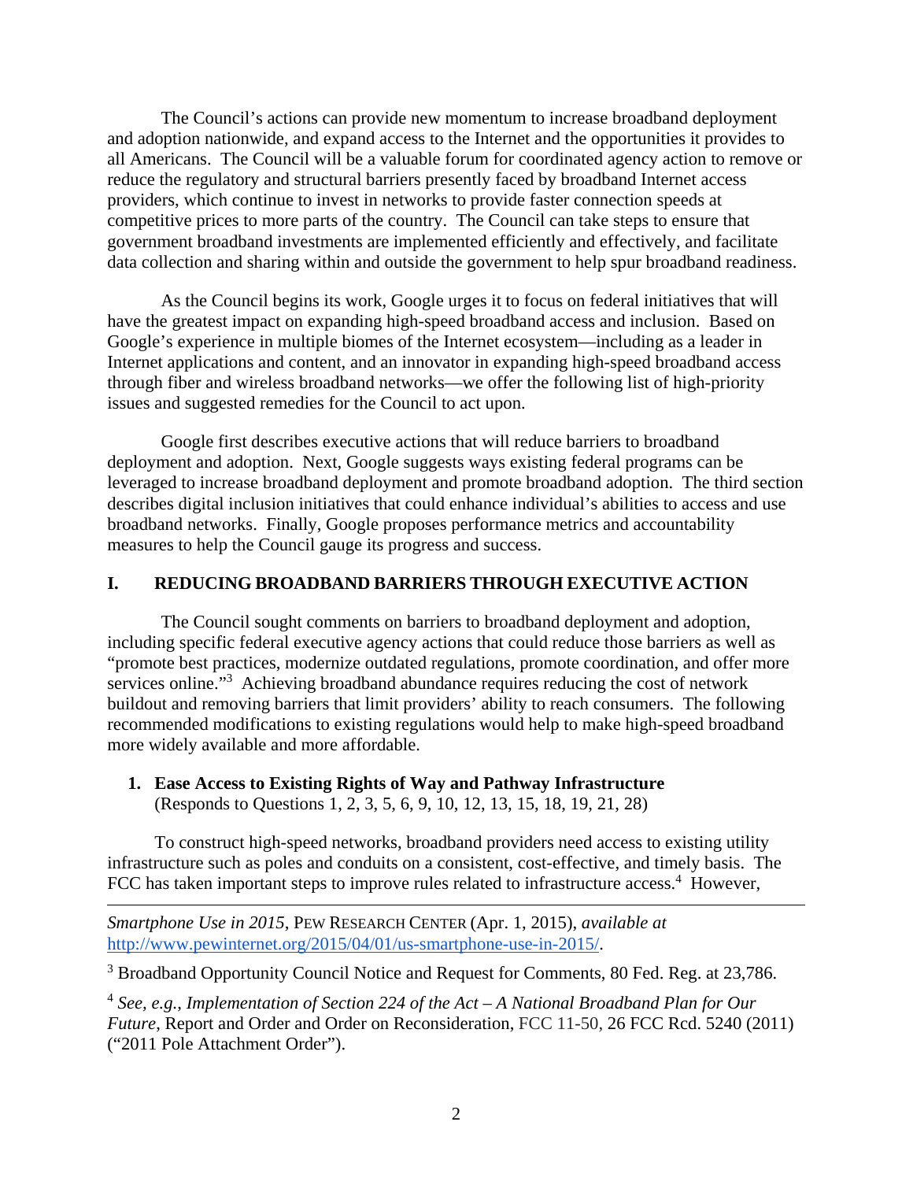The Council's actions can provide new momentum to increase broadband deployment and adoption nationwide, and expand access to the Internet and the opportunities it provides to all Americans. The Council will be a valuable forum for coordinated agency action to remove or reduce the regulatory and structural barriers presently faced by broadband Internet access providers, which continue to invest in networks to provide faster connection speeds at competitive prices to more parts of the country. The Council can take steps to ensure that government broadband investments are implemented efficiently and effectively, and facilitate data collection and sharing within and outside the government to help spur broadband readiness.

As the Council begins its work, Google urges it to focus on federal initiatives that will have the greatest impact on expanding high-speed broadband access and inclusion. Based on Google's experience in multiple biomes of the Internet ecosystem—including as a leader in Internet applications and content, and an innovator in expanding high-speed broadband access through fiber and wireless broadband networks—we offer the following list of high-priority issues and suggested remedies for the Council to act upon.

Google first describes executive actions that will reduce barriers to broadband deployment and adoption. Next, Google suggests ways existing federal programs can be leveraged to increase broadband deployment and promote broadband adoption. The third section describes digital inclusion initiatives that could enhance individual's abilities to access and use broadband networks. Finally, Google proposes performance metrics and accountability measures to help the Council gauge its progress and success.

## I. REDUCING BROADBAND BARRIERS THROUGH EXECUTIVE ACTION

The Council sought comments on barriers to broadband deployment and adoption, including specific federal executive agency actions that could reduce those barriers as well as "promote best practices, modernize outdated regulations, promote coordination, and offer more services online."[3] Achieving broadband abundance requires reducing the cost of network buildout and removing barriers that limit providers' ability to reach consumers. The following recommended modifications to existing regulations would help to make high-speed broadband more widely available and more affordable.

### 1. Ease Access to Existing Rights of Way and Pathway Infrastructure

(Responds to Questions 1, 2, 3, 5, 6, 9, 10, 12, 13, 15, 18, 19, 21, 28)

To construct high-speed networks, broadband providers need access to existing utility infrastructure such as poles and conduits on a consistent, cost-effective, and timely basis. The FCC has taken important steps to improve rules related to infrastructure access.[4] However,

---

*Smartphone Use in 2015*, PEW RESEARCH CENTER (Apr. 1, 2015), *available at* http://www.pewinternet.org/2015/04/01/us-smartphone-use-in-2015/.

[3] Broadband Opportunity Council Notice and Request for Comments, 80 Fed. Reg. at 23,786.

[4] *See, e.g.*, *Implementation of Section 224 of the Act – A National Broadband Plan for Our Future*, Report and Order and Order on Reconsideration, FCC 11-50, 26 FCC Rcd. 5240 (2011) ("2011 Pole Attachment Order").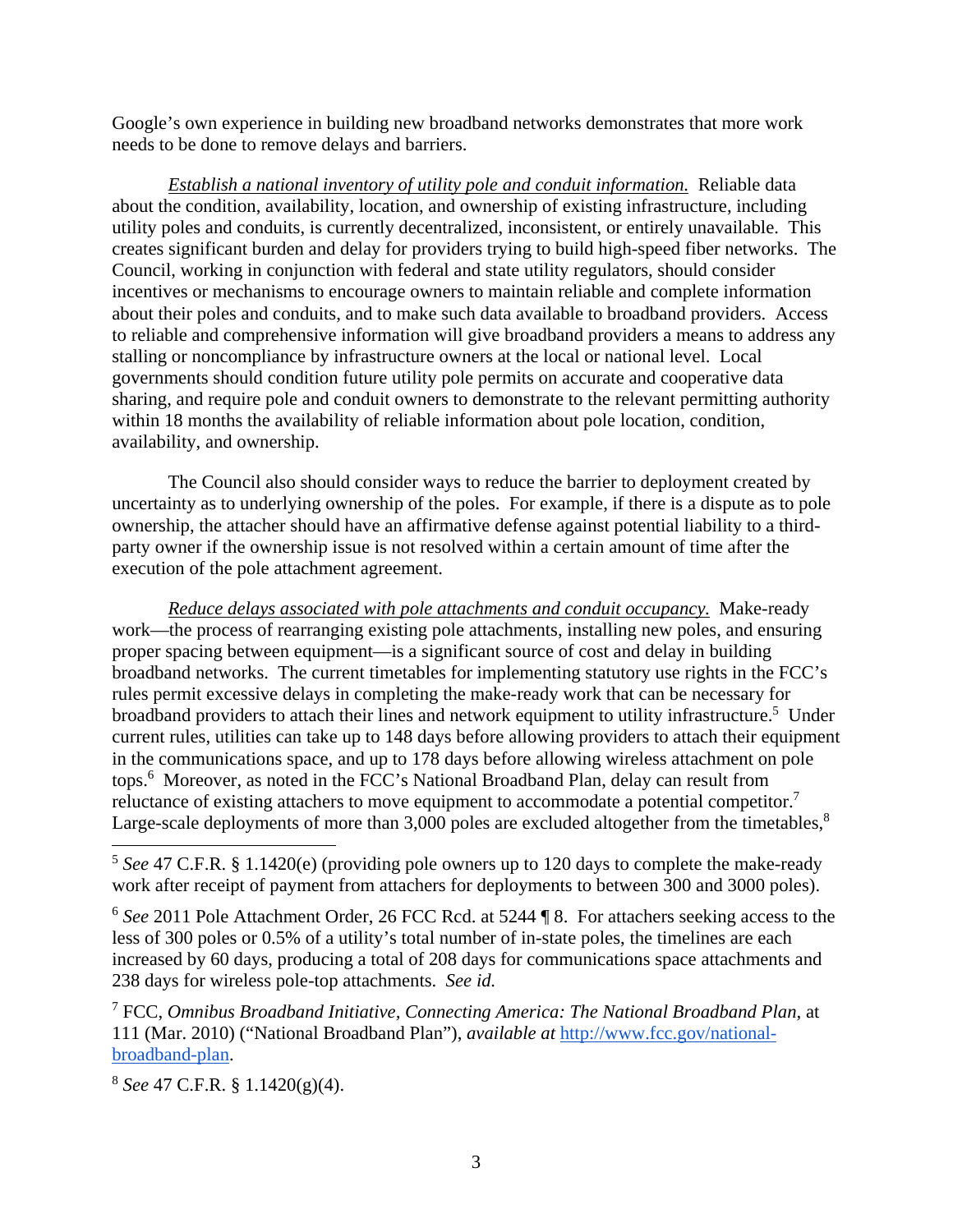Google's own experience in building new broadband networks demonstrates that more work needs to be done to remove delays and barriers.

*Establish a national inventory of utility pole and conduit information.* Reliable data about the condition, availability, location, and ownership of existing infrastructure, including utility poles and conduits, is currently decentralized, inconsistent, or entirely unavailable. This creates significant burden and delay for providers trying to build high-speed fiber networks. The Council, working in conjunction with federal and state utility regulators, should consider incentives or mechanisms to encourage owners to maintain reliable and complete information about their poles and conduits, and to make such data available to broadband providers. Access to reliable and comprehensive information will give broadband providers a means to address any stalling or noncompliance by infrastructure owners at the local or national level. Local governments should condition future utility pole permits on accurate and cooperative data sharing, and require pole and conduit owners to demonstrate to the relevant permitting authority within 18 months the availability of reliable information about pole location, condition, availability, and ownership.

The Council also should consider ways to reduce the barrier to deployment created by uncertainty as to underlying ownership of the poles. For example, if there is a dispute as to pole ownership, the attacher should have an affirmative defense against potential liability to a third-party owner if the ownership issue is not resolved within a certain amount of time after the execution of the pole attachment agreement.

*Reduce delays associated with pole attachments and conduit occupancy.* Make-ready work—the process of rearranging existing pole attachments, installing new poles, and ensuring proper spacing between equipment—is a significant source of cost and delay in building broadband networks. The current timetables for implementing statutory use rights in the FCC's rules permit excessive delays in completing the make-ready work that can be necessary for broadband providers to attach their lines and network equipment to utility infrastructure.[5] Under current rules, utilities can take up to 148 days before allowing providers to attach their equipment in the communications space, and up to 178 days before allowing wireless attachment on pole tops.[6] Moreover, as noted in the FCC's National Broadband Plan, delay can result from reluctance of existing attachers to move equipment to accommodate a potential competitor.[7] Large-scale deployments of more than 3,000 poles are excluded altogether from the timetables,[8]

---

[5] *See* 47 C.F.R. § 1.1420(e) (providing pole owners up to 120 days to complete the make-ready work after receipt of payment from attachers for deployments to between 300 and 3000 poles).

[6] *See* 2011 Pole Attachment Order, 26 FCC Rcd. at 5244 ¶ 8. For attachers seeking access to the less of 300 poles or 0.5% of a utility's total number of in-state poles, the timelines are each increased by 60 days, producing a total of 208 days for communications space attachments and 238 days for wireless pole-top attachments. *See id.*

[7] FCC, *Omnibus Broadband Initiative, Connecting America: The National Broadband Plan*, at 111 (Mar. 2010) ("National Broadband Plan"), *available at* [http://www.fcc.gov/national-broadband-plan](http://www.fcc.gov/national-broadband-plan).

[8] *See* 47 C.F.R. § 1.1420(g)(4).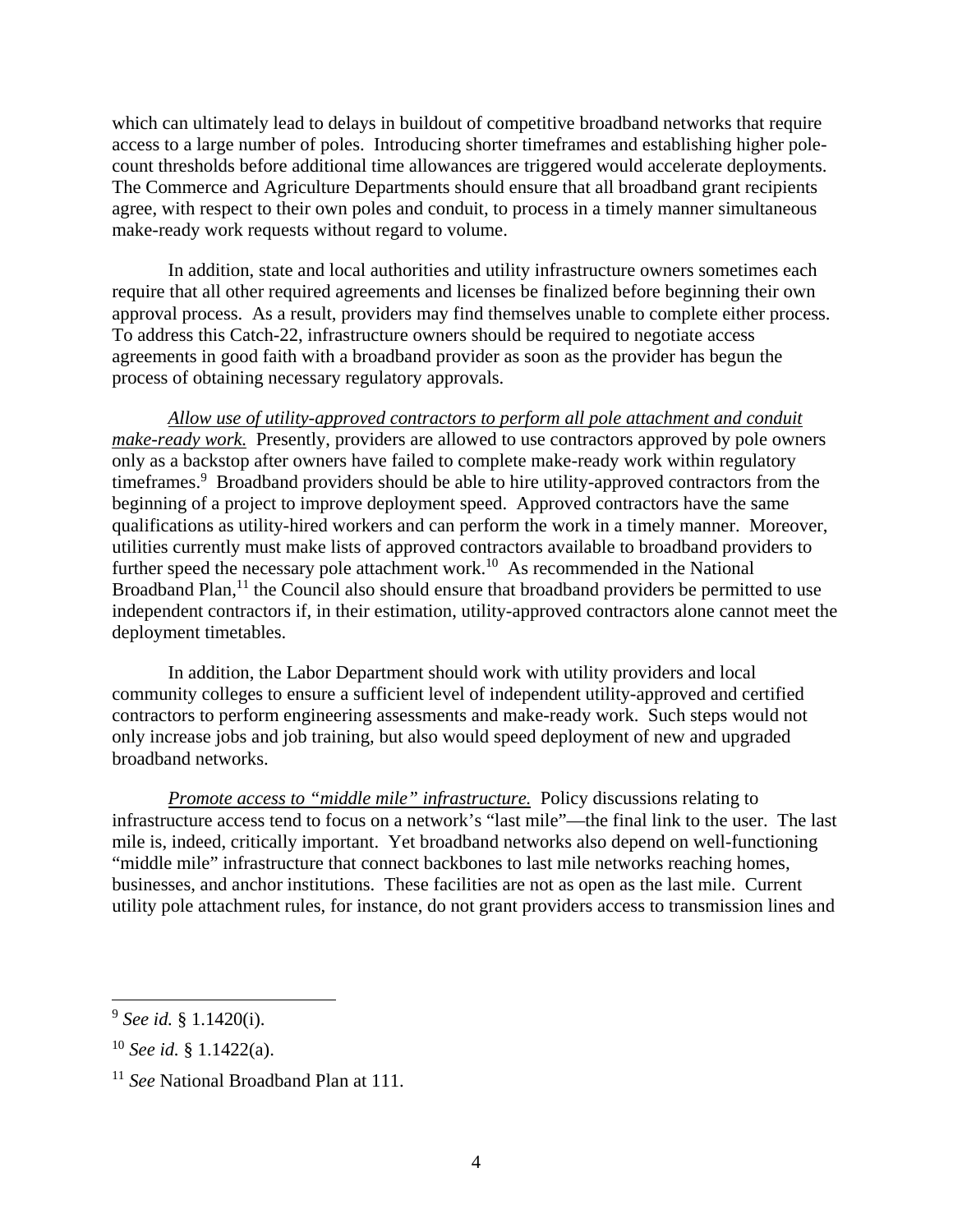which can ultimately lead to delays in buildout of competitive broadband networks that require access to a large number of poles. Introducing shorter timeframes and establishing higher pole-count thresholds before additional time allowances are triggered would accelerate deployments. The Commerce and Agriculture Departments should ensure that all broadband grant recipients agree, with respect to their own poles and conduit, to process in a timely manner simultaneous make-ready work requests without regard to volume.

In addition, state and local authorities and utility infrastructure owners sometimes each require that all other required agreements and licenses be finalized before beginning their own approval process. As a result, providers may find themselves unable to complete either process. To address this Catch-22, infrastructure owners should be required to negotiate access agreements in good faith with a broadband provider as soon as the provider has begun the process of obtaining necessary regulatory approvals.

*Allow use of utility-approved contractors to perform all pole attachment and conduit make-ready work.* Presently, providers are allowed to use contractors approved by pole owners only as a backstop after owners have failed to complete make-ready work within regulatory timeframes.[9] Broadband providers should be able to hire utility-approved contractors from the beginning of a project to improve deployment speed. Approved contractors have the same qualifications as utility-hired workers and can perform the work in a timely manner. Moreover, utilities currently must make lists of approved contractors available to broadband providers to further speed the necessary pole attachment work.[10] As recommended in the National Broadband Plan,[11] the Council also should ensure that broadband providers be permitted to use independent contractors if, in their estimation, utility-approved contractors alone cannot meet the deployment timetables.

In addition, the Labor Department should work with utility providers and local community colleges to ensure a sufficient level of independent utility-approved and certified contractors to perform engineering assessments and make-ready work. Such steps would not only increase jobs and job training, but also would speed deployment of new and upgraded broadband networks.

*Promote access to "middle mile" infrastructure.* Policy discussions relating to infrastructure access tend to focus on a network's "last mile"—the final link to the user. The last mile is, indeed, critically important. Yet broadband networks also depend on well-functioning "middle mile" infrastructure that connect backbones to last mile networks reaching homes, businesses, and anchor institutions. These facilities are not as open as the last mile. Current utility pole attachment rules, for instance, do not grant providers access to transmission lines and

---

[9] *See id.* § 1.1420(i).

[10] *See id.* § 1.1422(a).

[11] *See* National Broadband Plan at 111.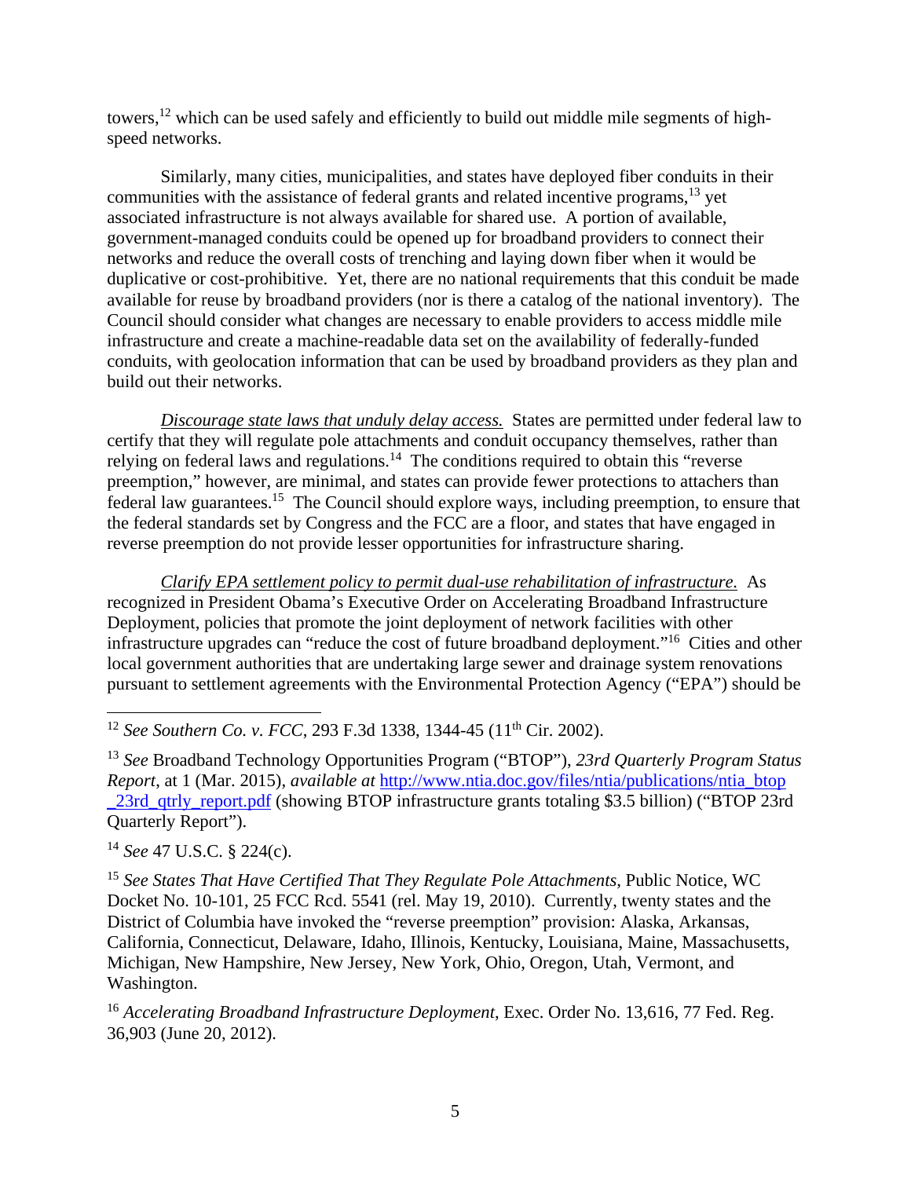towers,[12] which can be used safely and efficiently to build out middle mile segments of high-speed networks.

Similarly, many cities, municipalities, and states have deployed fiber conduits in their communities with the assistance of federal grants and related incentive programs,[13] yet associated infrastructure is not always available for shared use. A portion of available, government-managed conduits could be opened up for broadband providers to connect their networks and reduce the overall costs of trenching and laying down fiber when it would be duplicative or cost-prohibitive. Yet, there are no national requirements that this conduit be made available for reuse by broadband providers (nor is there a catalog of the national inventory). The Council should consider what changes are necessary to enable providers to access middle mile infrastructure and create a machine-readable data set on the availability of federally-funded conduits, with geolocation information that can be used by broadband providers as they plan and build out their networks.

*Discourage state laws that unduly delay access.* States are permitted under federal law to certify that they will regulate pole attachments and conduit occupancy themselves, rather than relying on federal laws and regulations.[14] The conditions required to obtain this "reverse preemption," however, are minimal, and states can provide fewer protections to attachers than federal law guarantees.[15] The Council should explore ways, including preemption, to ensure that the federal standards set by Congress and the FCC are a floor, and states that have engaged in reverse preemption do not provide lesser opportunities for infrastructure sharing.

*Clarify EPA settlement policy to permit dual-use rehabilitation of infrastructure.* As recognized in President Obama's Executive Order on Accelerating Broadband Infrastructure Deployment, policies that promote the joint deployment of network facilities with other infrastructure upgrades can "reduce the cost of future broadband deployment."[16] Cities and other local government authorities that are undertaking large sewer and drainage system renovations pursuant to settlement agreements with the Environmental Protection Agency ("EPA") should be

---

[12] *See Southern Co. v. FCC*, 293 F.3d 1338, 1344-45 (11th Cir. 2002).

[13] *See* Broadband Technology Opportunities Program ("BTOP"), *23rd Quarterly Program Status Report*, at 1 (Mar. 2015), *available at* http://www.ntia.doc.gov/files/ntia/publications/ntia_btop_23rd_qtrly_report.pdf (showing BTOP infrastructure grants totaling $3.5 billion) ("BTOP 23rd Quarterly Report").

[14] *See* 47 U.S.C. § 224(c).

[15] *See States That Have Certified That They Regulate Pole Attachments*, Public Notice, WC Docket No. 10-101, 25 FCC Rcd. 5541 (rel. May 19, 2010). Currently, twenty states and the District of Columbia have invoked the "reverse preemption" provision: Alaska, Arkansas, California, Connecticut, Delaware, Idaho, Illinois, Kentucky, Louisiana, Maine, Massachusetts, Michigan, New Hampshire, New Jersey, New York, Ohio, Oregon, Utah, Vermont, and Washington.

[16] *Accelerating Broadband Infrastructure Deployment*, Exec. Order No. 13,616, 77 Fed. Reg. 36,903 (June 20, 2012).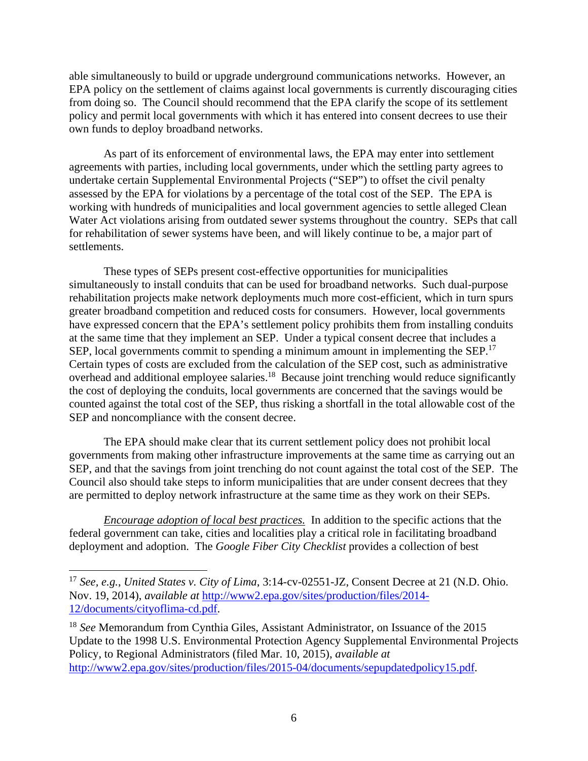able simultaneously to build or upgrade underground communications networks. However, an EPA policy on the settlement of claims against local governments is currently discouraging cities from doing so. The Council should recommend that the EPA clarify the scope of its settlement policy and permit local governments with which it has entered into consent decrees to use their own funds to deploy broadband networks.

As part of its enforcement of environmental laws, the EPA may enter into settlement agreements with parties, including local governments, under which the settling party agrees to undertake certain Supplemental Environmental Projects ("SEP") to offset the civil penalty assessed by the EPA for violations by a percentage of the total cost of the SEP. The EPA is working with hundreds of municipalities and local government agencies to settle alleged Clean Water Act violations arising from outdated sewer systems throughout the country. SEPs that call for rehabilitation of sewer systems have been, and will likely continue to be, a major part of settlements.

These types of SEPs present cost-effective opportunities for municipalities simultaneously to install conduits that can be used for broadband networks. Such dual-purpose rehabilitation projects make network deployments much more cost-efficient, which in turn spurs greater broadband competition and reduced costs for consumers. However, local governments have expressed concern that the EPA's settlement policy prohibits them from installing conduits at the same time that they implement an SEP. Under a typical consent decree that includes a SEP, local governments commit to spending a minimum amount in implementing the SEP.[17] Certain types of costs are excluded from the calculation of the SEP cost, such as administrative overhead and additional employee salaries.[18] Because joint trenching would reduce significantly the cost of deploying the conduits, local governments are concerned that the savings would be counted against the total cost of the SEP, thus risking a shortfall in the total allowable cost of the SEP and noncompliance with the consent decree.

The EPA should make clear that its current settlement policy does not prohibit local governments from making other infrastructure improvements at the same time as carrying out an SEP, and that the savings from joint trenching do not count against the total cost of the SEP. The Council also should take steps to inform municipalities that are under consent decrees that they are permitted to deploy network infrastructure at the same time as they work on their SEPs.

<u>*Encourage adoption of local best practices.*</u> In addition to the specific actions that the federal government can take, cities and localities play a critical role in facilitating broadband deployment and adoption. The *Google Fiber City Checklist* provides a collection of best

---

[17] *See, e.g.*, *United States v. City of Lima*, 3:14-cv-02551-JZ, Consent Decree at 21 (N.D. Ohio. Nov. 19, 2014), *available at* http://www2.epa.gov/sites/production/files/2014-12/documents/cityoflima-cd.pdf.

[18] *See* Memorandum from Cynthia Giles, Assistant Administrator, on Issuance of the 2015 Update to the 1998 U.S. Environmental Protection Agency Supplemental Environmental Projects Policy, to Regional Administrators (filed Mar. 10, 2015), *available at* http://www2.epa.gov/sites/production/files/2015-04/documents/sepupdatedpolicy15.pdf.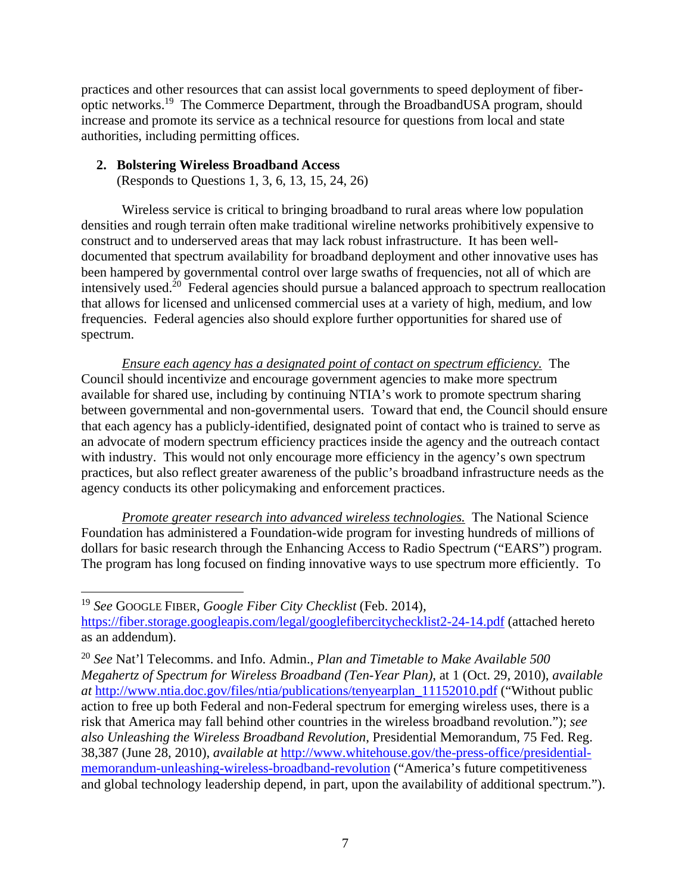practices and other resources that can assist local governments to speed deployment of fiber-optic networks.[19] The Commerce Department, through the BroadbandUSA program, should increase and promote its service as a technical resource for questions from local and state authorities, including permitting offices.

### 2. Bolstering Wireless Broadband Access

(Responds to Questions 1, 3, 6, 13, 15, 24, 26)

Wireless service is critical to bringing broadband to rural areas where low population densities and rough terrain often make traditional wireline networks prohibitively expensive to construct and to underserved areas that may lack robust infrastructure. It has been well-documented that spectrum availability for broadband deployment and other innovative uses has been hampered by governmental control over large swaths of frequencies, not all of which are intensively used.[20] Federal agencies should pursue a balanced approach to spectrum reallocation that allows for licensed and unlicensed commercial uses at a variety of high, medium, and low frequencies. Federal agencies also should explore further opportunities for shared use of spectrum.

*Ensure each agency has a designated point of contact on spectrum efficiency.* The Council should incentivize and encourage government agencies to make more spectrum available for shared use, including by continuing NTIA's work to promote spectrum sharing between governmental and non-governmental users. Toward that end, the Council should ensure that each agency has a publicly-identified, designated point of contact who is trained to serve as an advocate of modern spectrum efficiency practices inside the agency and the outreach contact with industry. This would not only encourage more efficiency in the agency's own spectrum practices, but also reflect greater awareness of the public's broadband infrastructure needs as the agency conducts its other policymaking and enforcement practices.

*Promote greater research into advanced wireless technologies.* The National Science Foundation has administered a Foundation-wide program for investing hundreds of millions of dollars for basic research through the Enhancing Access to Radio Spectrum ("EARS") program. The program has long focused on finding innovative ways to use spectrum more efficiently. To

---

[19] *See* GOOGLE FIBER, *Google Fiber City Checklist* (Feb. 2014), https://fiber.storage.googleapis.com/legal/googlefibercitychecklist2-24-14.pdf (attached hereto as an addendum).

[20] *See* Nat'l Telecomms. and Info. Admin., *Plan and Timetable to Make Available 500 Megahertz of Spectrum for Wireless Broadband (Ten-Year Plan)*, at 1 (Oct. 29, 2010), *available at* http://www.ntia.doc.gov/files/ntia/publications/tenyearplan_11152010.pdf ("Without public action to free up both Federal and non-Federal spectrum for emerging wireless uses, there is a risk that America may fall behind other countries in the wireless broadband revolution."); *see also Unleashing the Wireless Broadband Revolution*, Presidential Memorandum, 75 Fed. Reg. 38,387 (June 28, 2010), *available at* http://www.whitehouse.gov/the-press-office/presidential-memorandum-unleashing-wireless-broadband-revolution ("America's future competitiveness and global technology leadership depend, in part, upon the availability of additional spectrum.").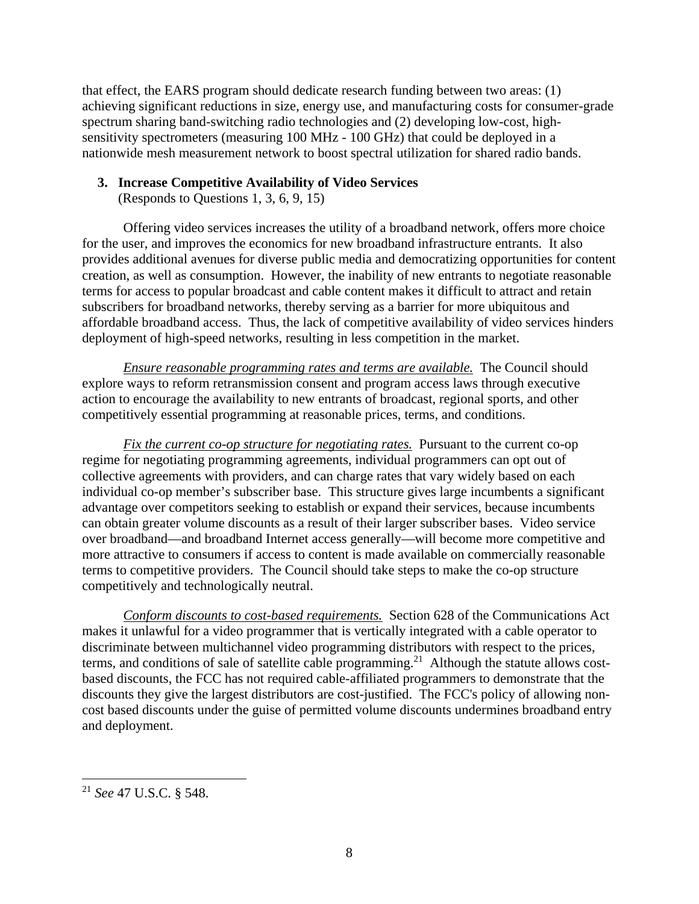that effect, the EARS program should dedicate research funding between two areas: (1) achieving significant reductions in size, energy use, and manufacturing costs for consumer-grade spectrum sharing band-switching radio technologies and (2) developing low-cost, high-sensitivity spectrometers (measuring 100 MHz - 100 GHz) that could be deployed in a nationwide mesh measurement network to boost spectral utilization for shared radio bands.

### 3. Increase Competitive Availability of Video Services

(Responds to Questions 1, 3, 6, 9, 15)

Offering video services increases the utility of a broadband network, offers more choice for the user, and improves the economics for new broadband infrastructure entrants. It also provides additional avenues for diverse public media and democratizing opportunities for content creation, as well as consumption. However, the inability of new entrants to negotiate reasonable terms for access to popular broadcast and cable content makes it difficult to attract and retain subscribers for broadband networks, thereby serving as a barrier for more ubiquitous and affordable broadband access. Thus, the lack of competitive availability of video services hinders deployment of high-speed networks, resulting in less competition in the market.

*Ensure reasonable programming rates and terms are available.* The Council should explore ways to reform retransmission consent and program access laws through executive action to encourage the availability to new entrants of broadcast, regional sports, and other competitively essential programming at reasonable prices, terms, and conditions.

*Fix the current co-op structure for negotiating rates.* Pursuant to the current co-op regime for negotiating programming agreements, individual programmers can opt out of collective agreements with providers, and can charge rates that vary widely based on each individual co-op member's subscriber base. This structure gives large incumbents a significant advantage over competitors seeking to establish or expand their services, because incumbents can obtain greater volume discounts as a result of their larger subscriber bases. Video service over broadband—and broadband Internet access generally—will become more competitive and more attractive to consumers if access to content is made available on commercially reasonable terms to competitive providers. The Council should take steps to make the co-op structure competitively and technologically neutral.

*Conform discounts to cost-based requirements.* Section 628 of the Communications Act makes it unlawful for a video programmer that is vertically integrated with a cable operator to discriminate between multichannel video programming distributors with respect to the prices, terms, and conditions of sale of satellite cable programming.[21] Although the statute allows cost-based discounts, the FCC has not required cable-affiliated programmers to demonstrate that the discounts they give the largest distributors are cost-justified. The FCC's policy of allowing non-cost based discounts under the guise of permitted volume discounts undermines broadband entry and deployment.

---

[21] *See* 47 U.S.C. § 548.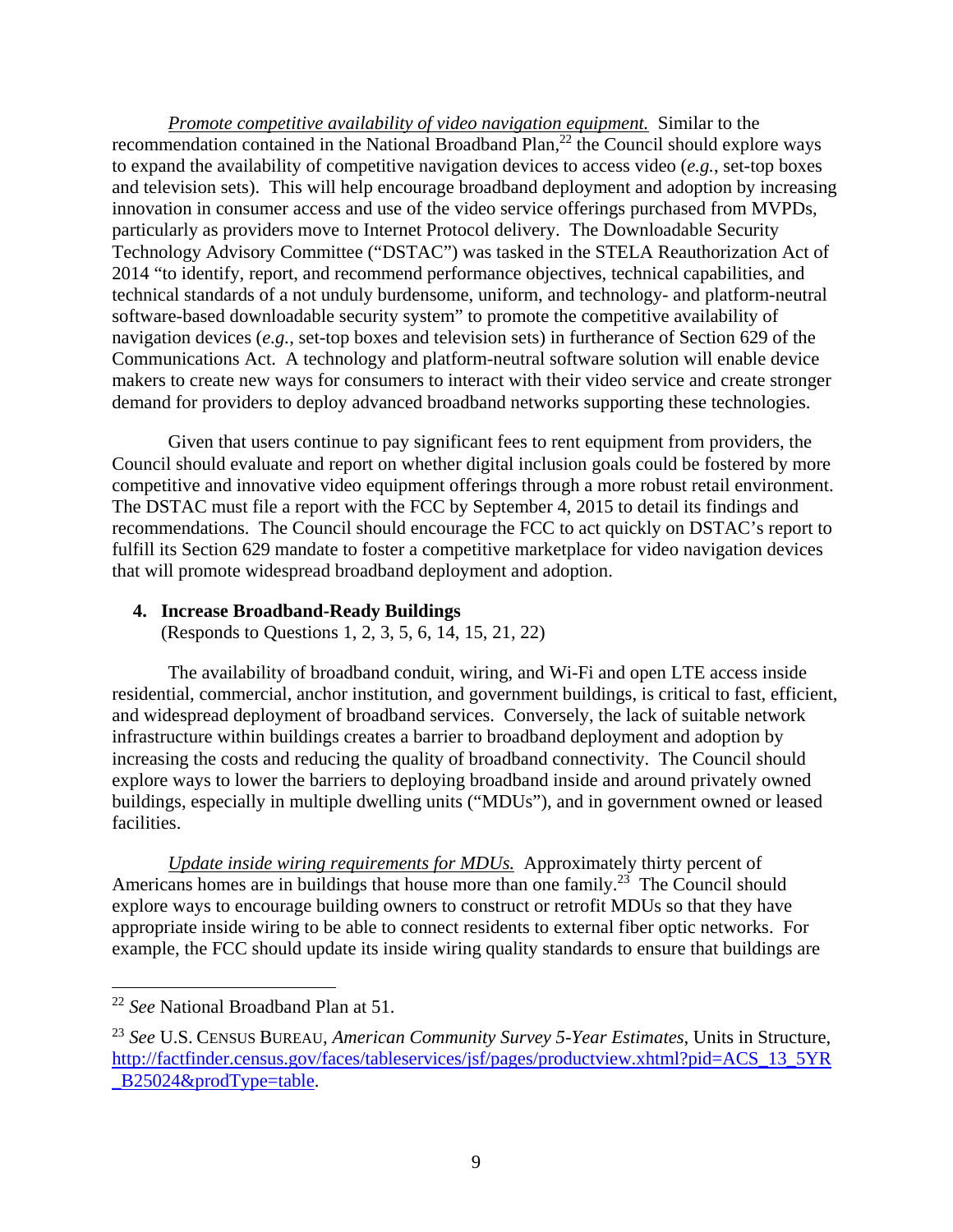*Promote competitive availability of video navigation equipment.* Similar to the recommendation contained in the National Broadband Plan,[22] the Council should explore ways to expand the availability of competitive navigation devices to access video (*e.g.*, set-top boxes and television sets). This will help encourage broadband deployment and adoption by increasing innovation in consumer access and use of the video service offerings purchased from MVPDs, particularly as providers move to Internet Protocol delivery. The Downloadable Security Technology Advisory Committee ("DSTAC") was tasked in the STELA Reauthorization Act of 2014 "to identify, report, and recommend performance objectives, technical capabilities, and technical standards of a not unduly burdensome, uniform, and technology- and platform-neutral software-based downloadable security system" to promote the competitive availability of navigation devices (*e.g.*, set-top boxes and television sets) in furtherance of Section 629 of the Communications Act. A technology and platform-neutral software solution will enable device makers to create new ways for consumers to interact with their video service and create stronger demand for providers to deploy advanced broadband networks supporting these technologies.

Given that users continue to pay significant fees to rent equipment from providers, the Council should evaluate and report on whether digital inclusion goals could be fostered by more competitive and innovative video equipment offerings through a more robust retail environment. The DSTAC must file a report with the FCC by September 4, 2015 to detail its findings and recommendations. The Council should encourage the FCC to act quickly on DSTAC's report to fulfill its Section 629 mandate to foster a competitive marketplace for video navigation devices that will promote widespread broadband deployment and adoption.

**4. Increase Broadband-Ready Buildings**
(Responds to Questions 1, 2, 3, 5, 6, 14, 15, 21, 22)

The availability of broadband conduit, wiring, and Wi-Fi and open LTE access inside residential, commercial, anchor institution, and government buildings, is critical to fast, efficient, and widespread deployment of broadband services. Conversely, the lack of suitable network infrastructure within buildings creates a barrier to broadband deployment and adoption by increasing the costs and reducing the quality of broadband connectivity. The Council should explore ways to lower the barriers to deploying broadband inside and around privately owned buildings, especially in multiple dwelling units ("MDUs"), and in government owned or leased facilities.

*Update inside wiring requirements for MDUs.* Approximately thirty percent of Americans homes are in buildings that house more than one family.[23] The Council should explore ways to encourage building owners to construct or retrofit MDUs so that they have appropriate inside wiring to be able to connect residents to external fiber optic networks. For example, the FCC should update its inside wiring quality standards to ensure that buildings are

---

[22] *See* National Broadband Plan at 51.

[23] *See* U.S. CENSUS BUREAU, *American Community Survey 5-Year Estimates*, Units in Structure, http://factfinder.census.gov/faces/tableservices/jsf/pages/productview.xhtml?pid=ACS_13_5YR_B25024&prodType=table.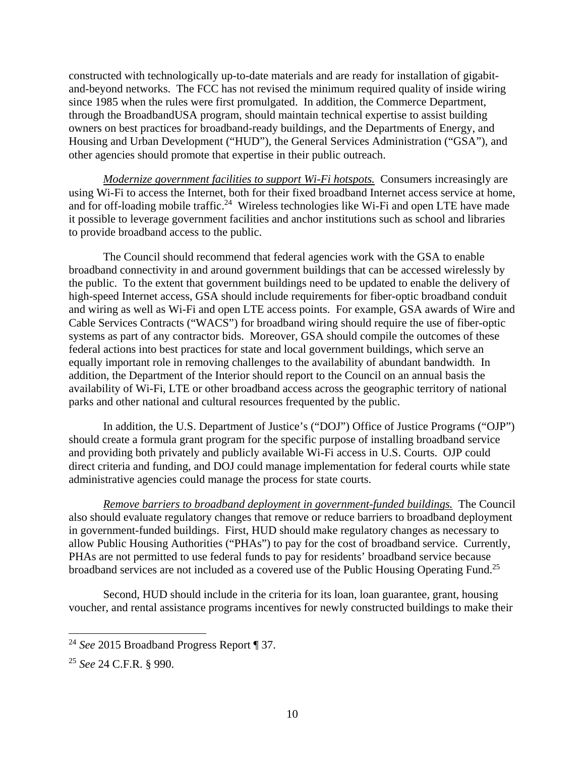constructed with technologically up-to-date materials and are ready for installation of gigabit-and-beyond networks. The FCC has not revised the minimum required quality of inside wiring since 1985 when the rules were first promulgated. In addition, the Commerce Department, through the BroadbandUSA program, should maintain technical expertise to assist building owners on best practices for broadband-ready buildings, and the Departments of Energy, and Housing and Urban Development ("HUD"), the General Services Administration ("GSA"), and other agencies should promote that expertise in their public outreach.

*Modernize government facilities to support Wi-Fi hotspots.* Consumers increasingly are using Wi-Fi to access the Internet, both for their fixed broadband Internet access service at home, and for off-loading mobile traffic.[24] Wireless technologies like Wi-Fi and open LTE have made it possible to leverage government facilities and anchor institutions such as school and libraries to provide broadband access to the public.

The Council should recommend that federal agencies work with the GSA to enable broadband connectivity in and around government buildings that can be accessed wirelessly by the public. To the extent that government buildings need to be updated to enable the delivery of high-speed Internet access, GSA should include requirements for fiber-optic broadband conduit and wiring as well as Wi-Fi and open LTE access points. For example, GSA awards of Wire and Cable Services Contracts ("WACS") for broadband wiring should require the use of fiber-optic systems as part of any contractor bids. Moreover, GSA should compile the outcomes of these federal actions into best practices for state and local government buildings, which serve an equally important role in removing challenges to the availability of abundant bandwidth. In addition, the Department of the Interior should report to the Council on an annual basis the availability of Wi-Fi, LTE or other broadband access across the geographic territory of national parks and other national and cultural resources frequented by the public.

In addition, the U.S. Department of Justice's ("DOJ") Office of Justice Programs ("OJP") should create a formula grant program for the specific purpose of installing broadband service and providing both privately and publicly available Wi-Fi access in U.S. Courts. OJP could direct criteria and funding, and DOJ could manage implementation for federal courts while state administrative agencies could manage the process for state courts.

*Remove barriers to broadband deployment in government-funded buildings.* The Council also should evaluate regulatory changes that remove or reduce barriers to broadband deployment in government-funded buildings. First, HUD should make regulatory changes as necessary to allow Public Housing Authorities ("PHAs") to pay for the cost of broadband service. Currently, PHAs are not permitted to use federal funds to pay for residents' broadband service because broadband services are not included as a covered use of the Public Housing Operating Fund.[25]

Second, HUD should include in the criteria for its loan, loan guarantee, grant, housing voucher, and rental assistance programs incentives for newly constructed buildings to make their

[24] *See* 2015 Broadband Progress Report ¶ 37.

[25] *See* 24 C.F.R. § 990.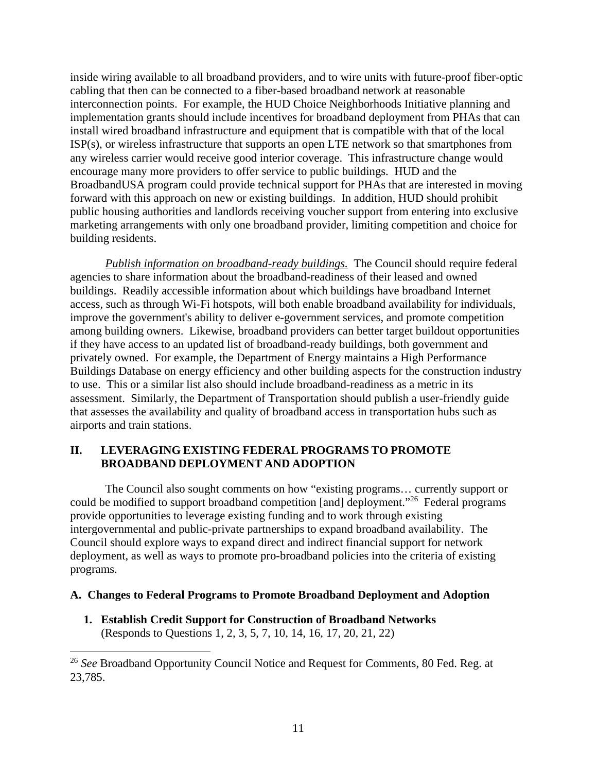inside wiring available to all broadband providers, and to wire units with future-proof fiber-optic cabling that then can be connected to a fiber-based broadband network at reasonable interconnection points. For example, the HUD Choice Neighborhoods Initiative planning and implementation grants should include incentives for broadband deployment from PHAs that can install wired broadband infrastructure and equipment that is compatible with that of the local ISP(s), or wireless infrastructure that supports an open LTE network so that smartphones from any wireless carrier would receive good interior coverage. This infrastructure change would encourage many more providers to offer service to public buildings. HUD and the BroadbandUSA program could provide technical support for PHAs that are interested in moving forward with this approach on new or existing buildings. In addition, HUD should prohibit public housing authorities and landlords receiving voucher support from entering into exclusive marketing arrangements with only one broadband provider, limiting competition and choice for building residents.

*Publish information on broadband-ready buildings.* The Council should require federal agencies to share information about the broadband-readiness of their leased and owned buildings. Readily accessible information about which buildings have broadband Internet access, such as through Wi-Fi hotspots, will both enable broadband availability for individuals, improve the government's ability to deliver e-government services, and promote competition among building owners. Likewise, broadband providers can better target buildout opportunities if they have access to an updated list of broadband-ready buildings, both government and privately owned. For example, the Department of Energy maintains a High Performance Buildings Database on energy efficiency and other building aspects for the construction industry to use. This or a similar list also should include broadband-readiness as a metric in its assessment. Similarly, the Department of Transportation should publish a user-friendly guide that assesses the availability and quality of broadband access in transportation hubs such as airports and train stations.

## II. LEVERAGING EXISTING FEDERAL PROGRAMS TO PROMOTE BROADBAND DEPLOYMENT AND ADOPTION

The Council also sought comments on how "existing programs… currently support or could be modified to support broadband competition [and] deployment."[26] Federal programs provide opportunities to leverage existing funding and to work through existing intergovernmental and public-private partnerships to expand broadband availability. The Council should explore ways to expand direct and indirect financial support for network deployment, as well as ways to promote pro-broadband policies into the criteria of existing programs.

### A. Changes to Federal Programs to Promote Broadband Deployment and Adoption

**1. Establish Credit Support for Construction of Broadband Networks**
(Responds to Questions 1, 2, 3, 5, 7, 10, 14, 16, 17, 20, 21, 22)

---

[26] *See* Broadband Opportunity Council Notice and Request for Comments, 80 Fed. Reg. at 23,785.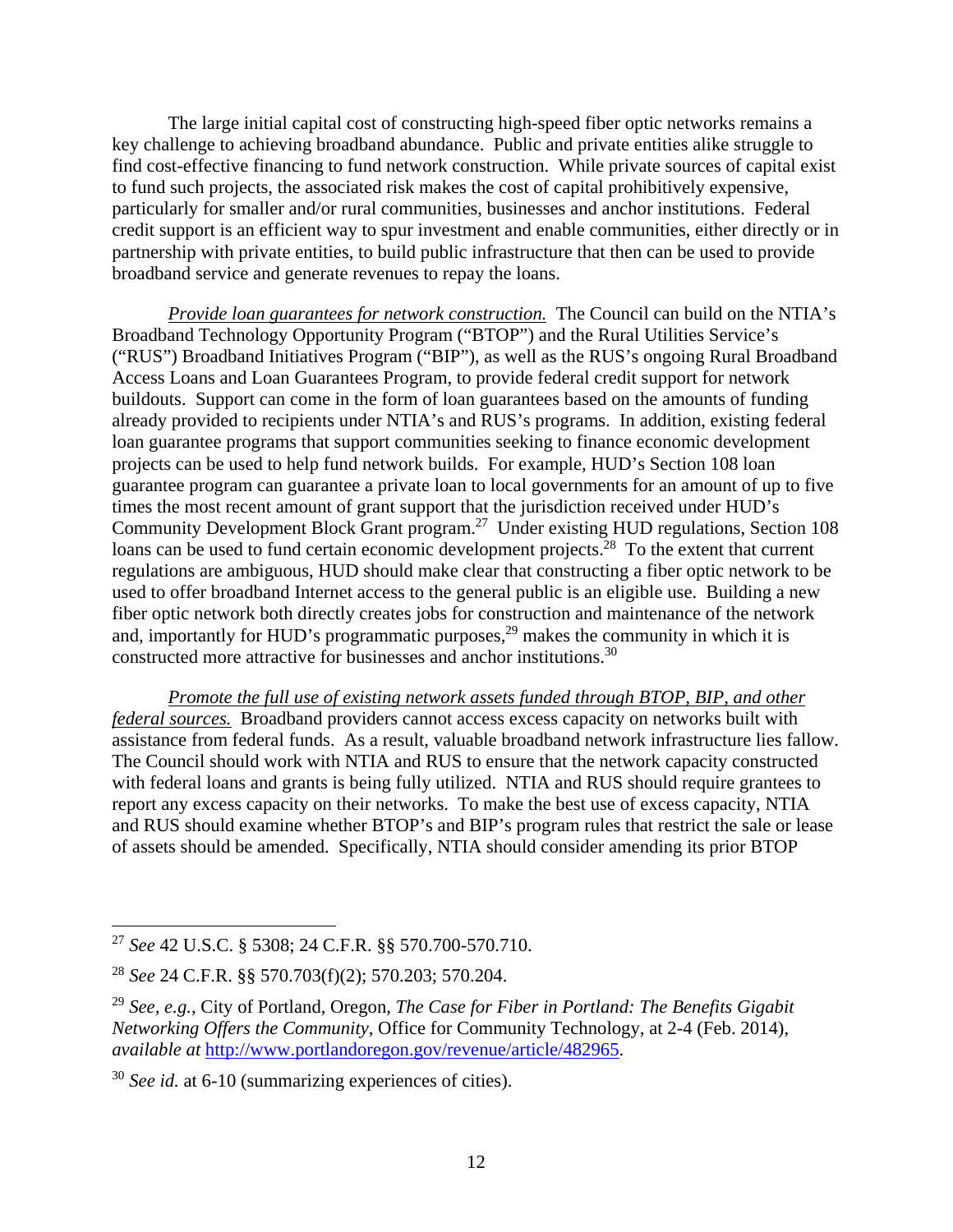The large initial capital cost of constructing high-speed fiber optic networks remains a key challenge to achieving broadband abundance. Public and private entities alike struggle to find cost-effective financing to fund network construction. While private sources of capital exist to fund such projects, the associated risk makes the cost of capital prohibitively expensive, particularly for smaller and/or rural communities, businesses and anchor institutions. Federal credit support is an efficient way to spur investment and enable communities, either directly or in partnership with private entities, to build public infrastructure that then can be used to provide broadband service and generate revenues to repay the loans.

*Provide loan guarantees for network construction.* The Council can build on the NTIA's Broadband Technology Opportunity Program ("BTOP") and the Rural Utilities Service's ("RUS") Broadband Initiatives Program ("BIP"), as well as the RUS's ongoing Rural Broadband Access Loans and Loan Guarantees Program, to provide federal credit support for network buildouts. Support can come in the form of loan guarantees based on the amounts of funding already provided to recipients under NTIA's and RUS's programs. In addition, existing federal loan guarantee programs that support communities seeking to finance economic development projects can be used to help fund network builds. For example, HUD's Section 108 loan guarantee program can guarantee a private loan to local governments for an amount of up to five times the most recent amount of grant support that the jurisdiction received under HUD's Community Development Block Grant program.[27] Under existing HUD regulations, Section 108 loans can be used to fund certain economic development projects.[28] To the extent that current regulations are ambiguous, HUD should make clear that constructing a fiber optic network to be used to offer broadband Internet access to the general public is an eligible use. Building a new fiber optic network both directly creates jobs for construction and maintenance of the network and, importantly for HUD's programmatic purposes,[29] makes the community in which it is constructed more attractive for businesses and anchor institutions.[30]

*Promote the full use of existing network assets funded through BTOP, BIP, and other federal sources.* Broadband providers cannot access excess capacity on networks built with assistance from federal funds. As a result, valuable broadband network infrastructure lies fallow. The Council should work with NTIA and RUS to ensure that the network capacity constructed with federal loans and grants is being fully utilized. NTIA and RUS should require grantees to report any excess capacity on their networks. To make the best use of excess capacity, NTIA and RUS should examine whether BTOP's and BIP's program rules that restrict the sale or lease of assets should be amended. Specifically, NTIA should consider amending its prior BTOP

---

[27] *See* 42 U.S.C. § 5308; 24 C.F.R. §§ 570.700-570.710.

[28] *See* 24 C.F.R. §§ 570.703(f)(2); 570.203; 570.204.

[29] *See, e.g.*, City of Portland, Oregon, *The Case for Fiber in Portland: The Benefits Gigabit Networking Offers the Community*, Office for Community Technology, at 2-4 (Feb. 2014), *available at* http://www.portlandoregon.gov/revenue/article/482965.

[30] *See id.* at 6-10 (summarizing experiences of cities).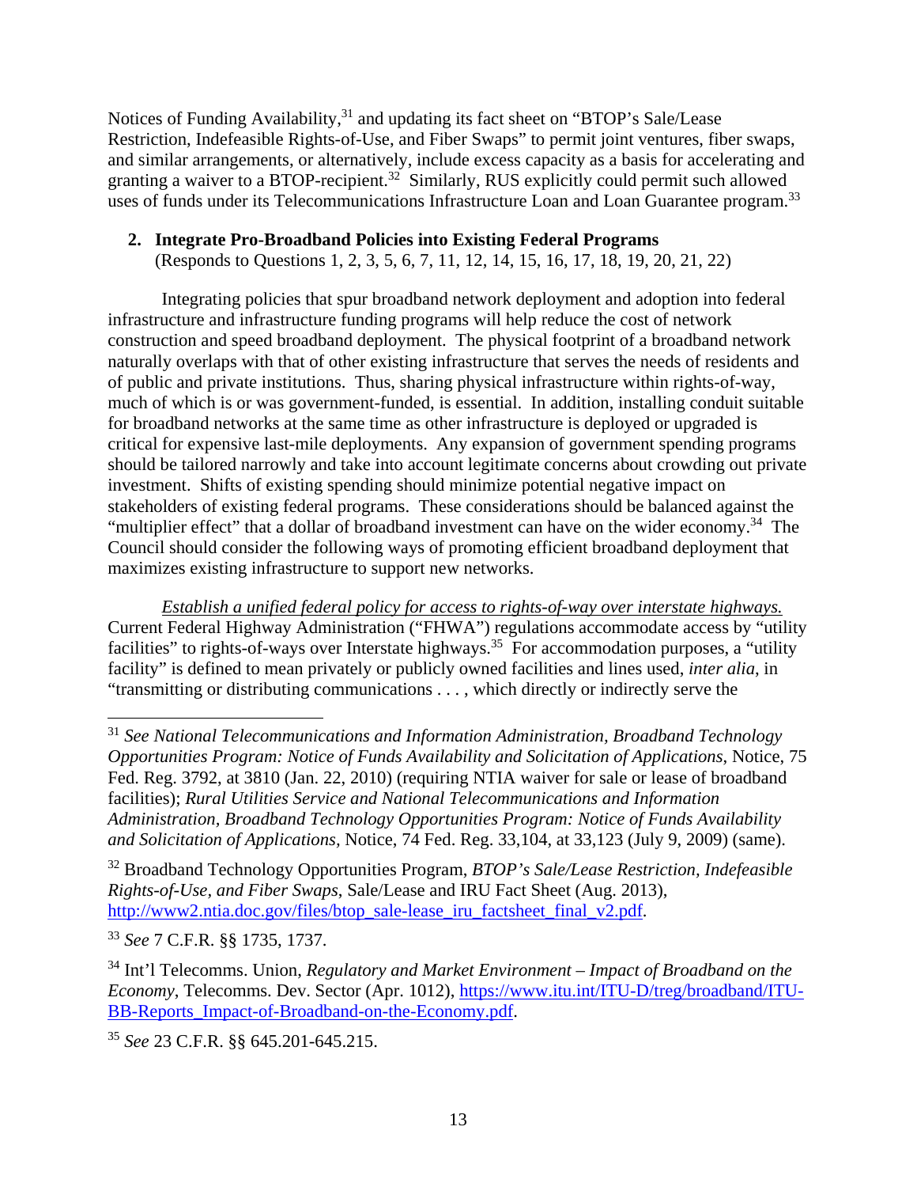Notices of Funding Availability,[31] and updating its fact sheet on "BTOP's Sale/Lease Restriction, Indefeasible Rights-of-Use, and Fiber Swaps" to permit joint ventures, fiber swaps, and similar arrangements, or alternatively, include excess capacity as a basis for accelerating and granting a waiver to a BTOP-recipient.[32] Similarly, RUS explicitly could permit such allowed uses of funds under its Telecommunications Infrastructure Loan and Loan Guarantee program.[33]

**2. Integrate Pro-Broadband Policies into Existing Federal Programs**
(Responds to Questions 1, 2, 3, 5, 6, 7, 11, 12, 14, 15, 16, 17, 18, 19, 20, 21, 22)

Integrating policies that spur broadband network deployment and adoption into federal infrastructure and infrastructure funding programs will help reduce the cost of network construction and speed broadband deployment. The physical footprint of a broadband network naturally overlaps with that of other existing infrastructure that serves the needs of residents and of public and private institutions. Thus, sharing physical infrastructure within rights-of-way, much of which is or was government-funded, is essential. In addition, installing conduit suitable for broadband networks at the same time as other infrastructure is deployed or upgraded is critical for expensive last-mile deployments. Any expansion of government spending programs should be tailored narrowly and take into account legitimate concerns about crowding out private investment. Shifts of existing spending should minimize potential negative impact on stakeholders of existing federal programs. These considerations should be balanced against the "multiplier effect" that a dollar of broadband investment can have on the wider economy.[34] The Council should consider the following ways of promoting efficient broadband deployment that maximizes existing infrastructure to support new networks.

*Establish a unified federal policy for access to rights-of-way over interstate highways.* Current Federal Highway Administration ("FHWA") regulations accommodate access by "utility facilities" to rights-of-ways over Interstate highways.[35] For accommodation purposes, a "utility facility" is defined to mean privately or publicly owned facilities and lines used, *inter alia*, in "transmitting or distributing communications . . . , which directly or indirectly serve the

---

[31] *See National Telecommunications and Information Administration, Broadband Technology Opportunities Program: Notice of Funds Availability and Solicitation of Applications*, Notice, 75 Fed. Reg. 3792, at 3810 (Jan. 22, 2010) (requiring NTIA waiver for sale or lease of broadband facilities); *Rural Utilities Service and National Telecommunications and Information Administration, Broadband Technology Opportunities Program: Notice of Funds Availability and Solicitation of Applications*, Notice, 74 Fed. Reg. 33,104, at 33,123 (July 9, 2009) (same).

[32] Broadband Technology Opportunities Program, *BTOP's Sale/Lease Restriction, Indefeasible Rights-of-Use, and Fiber Swaps*, Sale/Lease and IRU Fact Sheet (Aug. 2013), http://www2.ntia.doc.gov/files/btop_sale-lease_iru_factsheet_final_v2.pdf.

[33] *See* 7 C.F.R. §§ 1735, 1737.

[34] Int'l Telecomms. Union, *Regulatory and Market Environment – Impact of Broadband on the Economy*, Telecomms. Dev. Sector (Apr. 1012), https://www.itu.int/ITU-D/treg/broadband/ITU-BB-Reports_Impact-of-Broadband-on-the-Economy.pdf.

[35] *See* 23 C.F.R. §§ 645.201-645.215.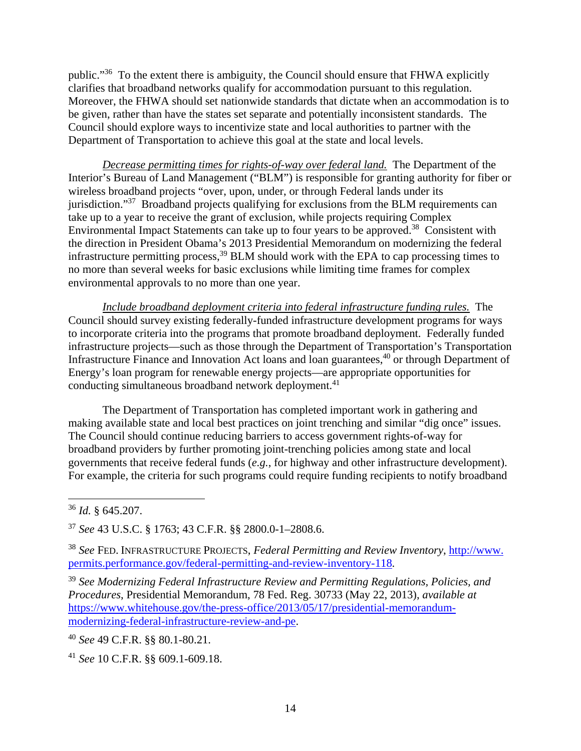public."[36] To the extent there is ambiguity, the Council should ensure that FHWA explicitly clarifies that broadband networks qualify for accommodation pursuant to this regulation. Moreover, the FHWA should set nationwide standards that dictate when an accommodation is to be given, rather than have the states set separate and potentially inconsistent standards. The Council should explore ways to incentivize state and local authorities to partner with the Department of Transportation to achieve this goal at the state and local levels.

*Decrease permitting times for rights-of-way over federal land.* The Department of the Interior's Bureau of Land Management ("BLM") is responsible for granting authority for fiber or wireless broadband projects "over, upon, under, or through Federal lands under its jurisdiction."[37] Broadband projects qualifying for exclusions from the BLM requirements can take up to a year to receive the grant of exclusion, while projects requiring Complex Environmental Impact Statements can take up to four years to be approved.[38] Consistent with the direction in President Obama's 2013 Presidential Memorandum on modernizing the federal infrastructure permitting process,[39] BLM should work with the EPA to cap processing times to no more than several weeks for basic exclusions while limiting time frames for complex environmental approvals to no more than one year.

*Include broadband deployment criteria into federal infrastructure funding rules.* The Council should survey existing federally-funded infrastructure development programs for ways to incorporate criteria into the programs that promote broadband deployment. Federally funded infrastructure projects—such as those through the Department of Transportation's Transportation Infrastructure Finance and Innovation Act loans and loan guarantees,[40] or through Department of Energy's loan program for renewable energy projects—are appropriate opportunities for conducting simultaneous broadband network deployment.[41]

The Department of Transportation has completed important work in gathering and making available state and local best practices on joint trenching and similar "dig once" issues. The Council should continue reducing barriers to access government rights-of-way for broadband providers by further promoting joint-trenching policies among state and local governments that receive federal funds (*e.g.*, for highway and other infrastructure development). For example, the criteria for such programs could require funding recipients to notify broadband

---

[36] *Id.* § 645.207.

[37] *See* 43 U.S.C. § 1763; 43 C.F.R. §§ 2800.0-1–2808.6.

[38] *See* Fed. Infrastructure Projects, *Federal Permitting and Review Inventory*, http://www.permits.performance.gov/federal-permitting-and-review-inventory-118.

[39] *See Modernizing Federal Infrastructure Review and Permitting Regulations, Policies, and Procedures*, Presidential Memorandum, 78 Fed. Reg. 30733 (May 22, 2013), *available at* https://www.whitehouse.gov/the-press-office/2013/05/17/presidential-memorandum-modernizing-federal-infrastructure-review-and-pe.

[40] *See* 49 C.F.R. §§ 80.1-80.21.

[41] *See* 10 C.F.R. §§ 609.1-609.18.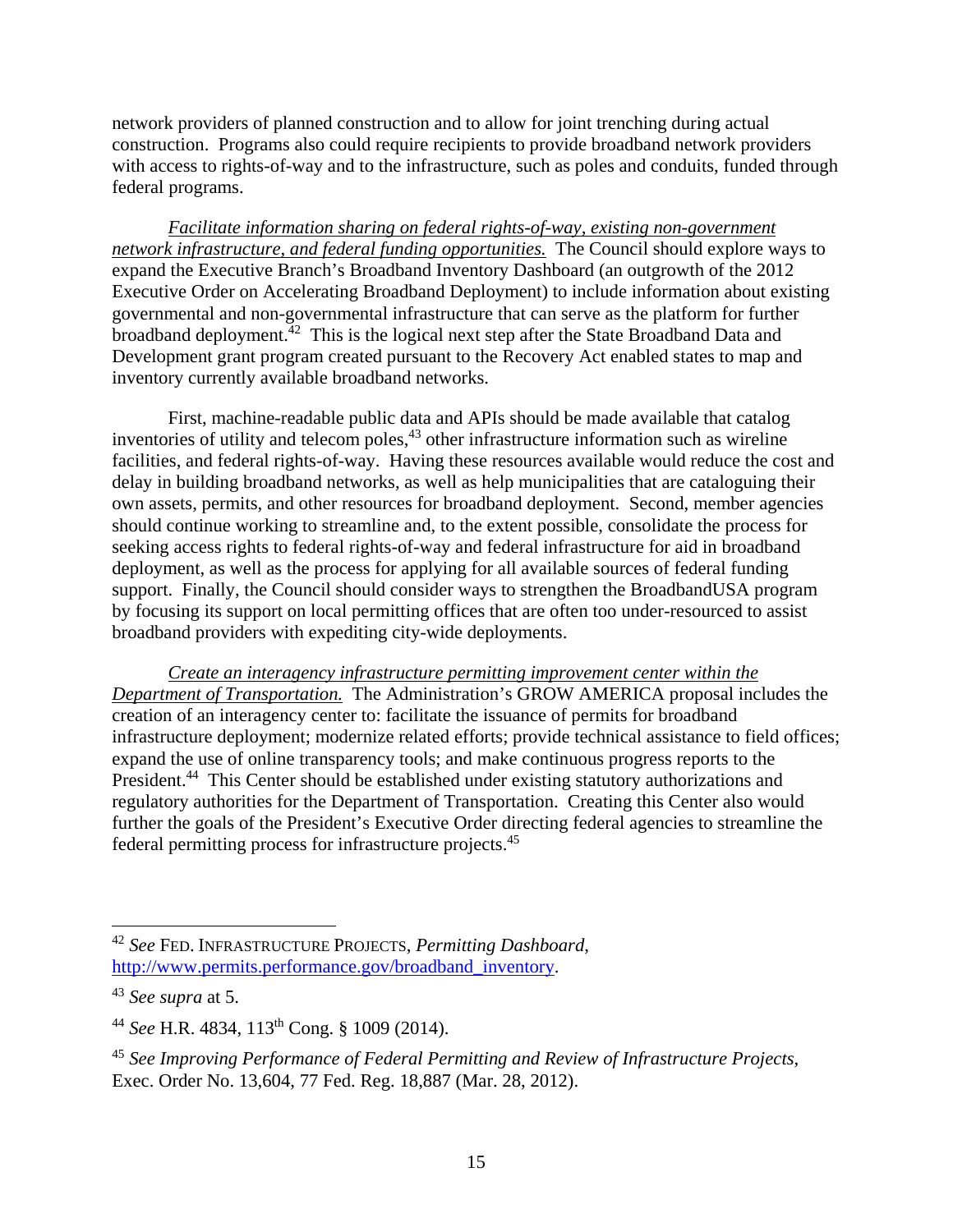network providers of planned construction and to allow for joint trenching during actual construction. Programs also could require recipients to provide broadband network providers with access to rights-of-way and to the infrastructure, such as poles and conduits, funded through federal programs.

*Facilitate information sharing on federal rights-of-way, existing non-government network infrastructure, and federal funding opportunities.* The Council should explore ways to expand the Executive Branch's Broadband Inventory Dashboard (an outgrowth of the 2012 Executive Order on Accelerating Broadband Deployment) to include information about existing governmental and non-governmental infrastructure that can serve as the platform for further broadband deployment.[42] This is the logical next step after the State Broadband Data and Development grant program created pursuant to the Recovery Act enabled states to map and inventory currently available broadband networks.

First, machine-readable public data and APIs should be made available that catalog inventories of utility and telecom poles,[43] other infrastructure information such as wireline facilities, and federal rights-of-way. Having these resources available would reduce the cost and delay in building broadband networks, as well as help municipalities that are cataloguing their own assets, permits, and other resources for broadband deployment. Second, member agencies should continue working to streamline and, to the extent possible, consolidate the process for seeking access rights to federal rights-of-way and federal infrastructure for aid in broadband deployment, as well as the process for applying for all available sources of federal funding support. Finally, the Council should consider ways to strengthen the BroadbandUSA program by focusing its support on local permitting offices that are often too under-resourced to assist broadband providers with expediting city-wide deployments.

*Create an interagency infrastructure permitting improvement center within the Department of Transportation.* The Administration's GROW AMERICA proposal includes the creation of an interagency center to: facilitate the issuance of permits for broadband infrastructure deployment; modernize related efforts; provide technical assistance to field offices; expand the use of online transparency tools; and make continuous progress reports to the President.[44] This Center should be established under existing statutory authorizations and regulatory authorities for the Department of Transportation. Creating this Center also would further the goals of the President's Executive Order directing federal agencies to streamline the federal permitting process for infrastructure projects.[45]

---

[42] *See* FED. INFRASTRUCTURE PROJECTS, *Permitting Dashboard*, http://www.permits.performance.gov/broadband_inventory.

[43] *See supra* at 5.

[44] *See* H.R. 4834, 113th Cong. § 1009 (2014).

[45] *See Improving Performance of Federal Permitting and Review of Infrastructure Projects*, Exec. Order No. 13,604, 77 Fed. Reg. 18,887 (Mar. 28, 2012).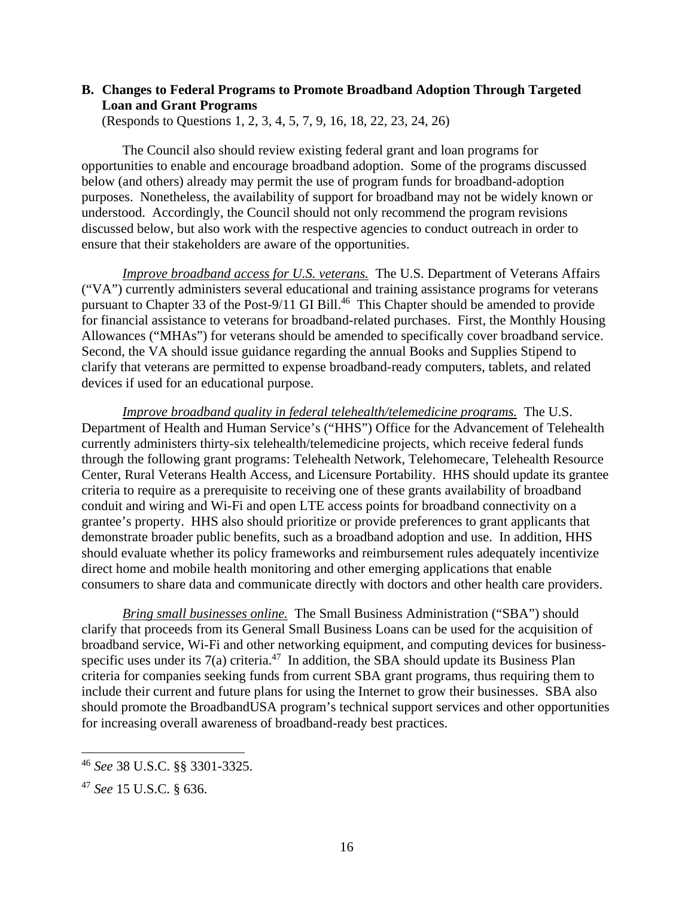### B. Changes to Federal Programs to Promote Broadband Adoption Through Targeted Loan and Grant Programs

(Responds to Questions 1, 2, 3, 4, 5, 7, 9, 16, 18, 22, 23, 24, 26)

The Council also should review existing federal grant and loan programs for opportunities to enable and encourage broadband adoption. Some of the programs discussed below (and others) already may permit the use of program funds for broadband-adoption purposes. Nonetheless, the availability of support for broadband may not be widely known or understood. Accordingly, the Council should not only recommend the program revisions discussed below, but also work with the respective agencies to conduct outreach in order to ensure that their stakeholders are aware of the opportunities.

*Improve broadband access for U.S. veterans.* The U.S. Department of Veterans Affairs ("VA") currently administers several educational and training assistance programs for veterans pursuant to Chapter 33 of the Post-9/11 GI Bill.[46] This Chapter should be amended to provide for financial assistance to veterans for broadband-related purchases. First, the Monthly Housing Allowances ("MHAs") for veterans should be amended to specifically cover broadband service. Second, the VA should issue guidance regarding the annual Books and Supplies Stipend to clarify that veterans are permitted to expense broadband-ready computers, tablets, and related devices if used for an educational purpose.

*Improve broadband quality in federal telehealth/telemedicine programs.* The U.S. Department of Health and Human Service's ("HHS") Office for the Advancement of Telehealth currently administers thirty-six telehealth/telemedicine projects, which receive federal funds through the following grant programs: Telehealth Network, Telehomecare, Telehealth Resource Center, Rural Veterans Health Access, and Licensure Portability. HHS should update its grantee criteria to require as a prerequisite to receiving one of these grants availability of broadband conduit and wiring and Wi-Fi and open LTE access points for broadband connectivity on a grantee's property. HHS also should prioritize or provide preferences to grant applicants that demonstrate broader public benefits, such as a broadband adoption and use. In addition, HHS should evaluate whether its policy frameworks and reimbursement rules adequately incentivize direct home and mobile health monitoring and other emerging applications that enable consumers to share data and communicate directly with doctors and other health care providers.

*Bring small businesses online.* The Small Business Administration ("SBA") should clarify that proceeds from its General Small Business Loans can be used for the acquisition of broadband service, Wi-Fi and other networking equipment, and computing devices for business-specific uses under its 7(a) criteria.[47] In addition, the SBA should update its Business Plan criteria for companies seeking funds from current SBA grant programs, thus requiring them to include their current and future plans for using the Internet to grow their businesses. SBA also should promote the BroadbandUSA program's technical support services and other opportunities for increasing overall awareness of broadband-ready best practices.

---

[46] *See* 38 U.S.C. §§ 3301-3325.

[47] *See* 15 U.S.C. § 636.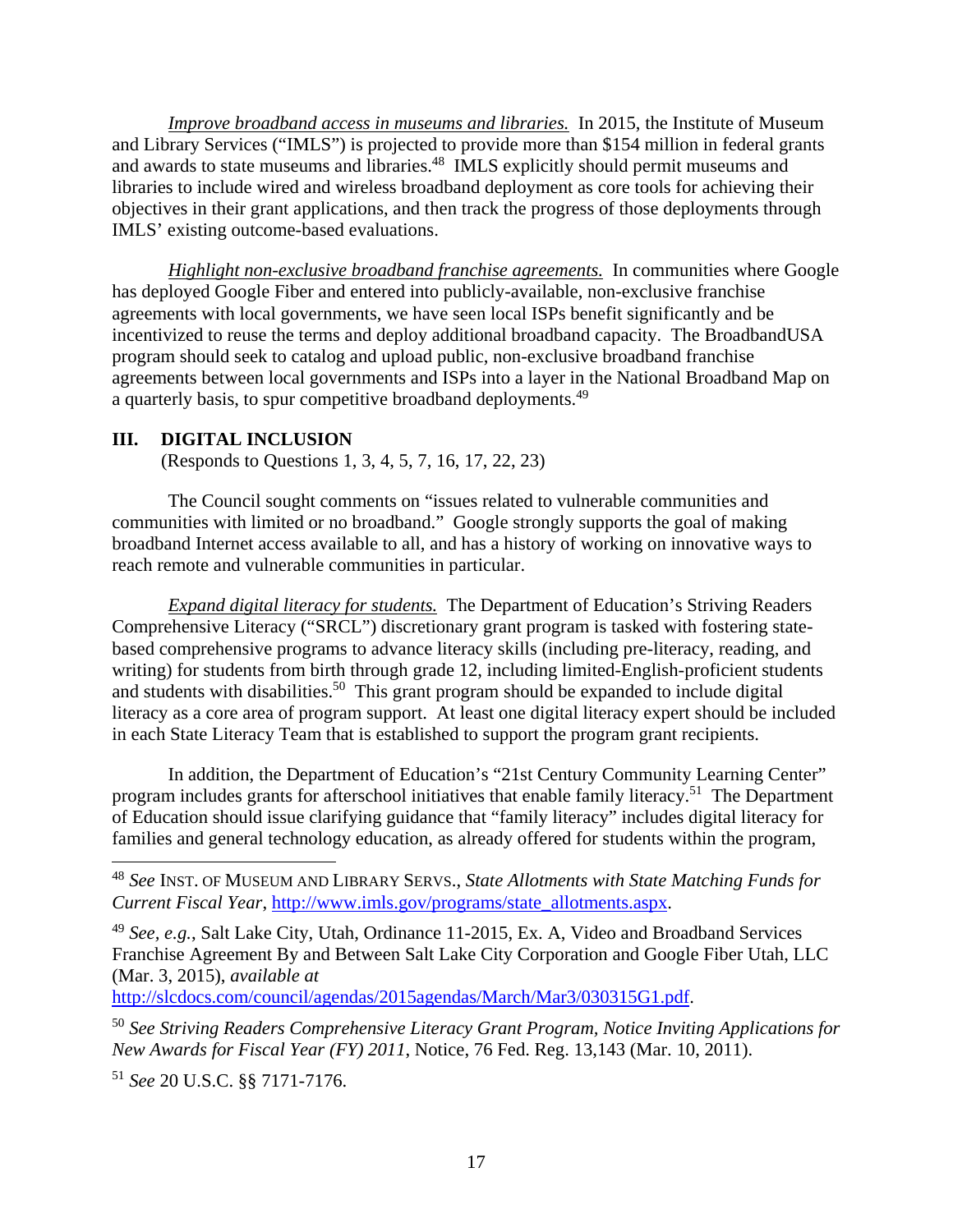*Improve broadband access in museums and libraries.* In 2015, the Institute of Museum and Library Services ("IMLS") is projected to provide more than $154 million in federal grants and awards to state museums and libraries.[48] IMLS explicitly should permit museums and libraries to include wired and wireless broadband deployment as core tools for achieving their objectives in their grant applications, and then track the progress of those deployments through IMLS' existing outcome-based evaluations.

*Highlight non-exclusive broadband franchise agreements.* In communities where Google has deployed Google Fiber and entered into publicly-available, non-exclusive franchise agreements with local governments, we have seen local ISPs benefit significantly and be incentivized to reuse the terms and deploy additional broadband capacity. The BroadbandUSA program should seek to catalog and upload public, non-exclusive broadband franchise agreements between local governments and ISPs into a layer in the National Broadband Map on a quarterly basis, to spur competitive broadband deployments.[49]

## III. DIGITAL INCLUSION

(Responds to Questions 1, 3, 4, 5, 7, 16, 17, 22, 23)

The Council sought comments on "issues related to vulnerable communities and communities with limited or no broadband." Google strongly supports the goal of making broadband Internet access available to all, and has a history of working on innovative ways to reach remote and vulnerable communities in particular.

*Expand digital literacy for students.* The Department of Education's Striving Readers Comprehensive Literacy ("SRCL") discretionary grant program is tasked with fostering state-based comprehensive programs to advance literacy skills (including pre-literacy, reading, and writing) for students from birth through grade 12, including limited-English-proficient students and students with disabilities.[50] This grant program should be expanded to include digital literacy as a core area of program support. At least one digital literacy expert should be included in each State Literacy Team that is established to support the program grant recipients.

In addition, the Department of Education's "21st Century Community Learning Center" program includes grants for afterschool initiatives that enable family literacy.[51] The Department of Education should issue clarifying guidance that "family literacy" includes digital literacy for families and general technology education, as already offered for students within the program,

---

[48] *See* INST. OF MUSEUM AND LIBRARY SERVS., *State Allotments with State Matching Funds for Current Fiscal Year*, http://www.imls.gov/programs/state_allotments.aspx.

[49] *See, e.g.*, Salt Lake City, Utah, Ordinance 11-2015, Ex. A, Video and Broadband Services Franchise Agreement By and Between Salt Lake City Corporation and Google Fiber Utah, LLC (Mar. 3, 2015), *available at* http://slcdocs.com/council/agendas/2015agendas/March/Mar3/030315G1.pdf.

[50] *See Striving Readers Comprehensive Literacy Grant Program, Notice Inviting Applications for New Awards for Fiscal Year (FY) 2011*, Notice, 76 Fed. Reg. 13,143 (Mar. 10, 2011).

[51] *See* 20 U.S.C. §§ 7171-7176.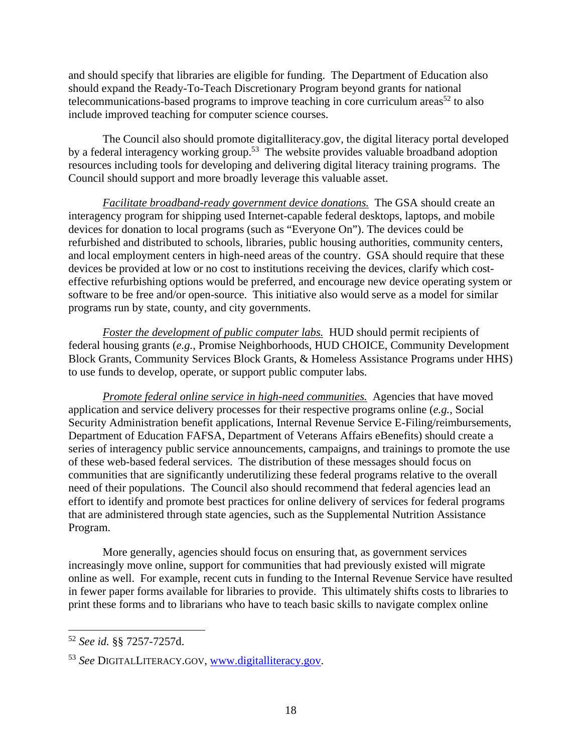and should specify that libraries are eligible for funding. The Department of Education also should expand the Ready-To-Teach Discretionary Program beyond grants for national telecommunications-based programs to improve teaching in core curriculum areas[52] to also include improved teaching for computer science courses.

The Council also should promote digitalliteracy.gov, the digital literacy portal developed by a federal interagency working group.[53] The website provides valuable broadband adoption resources including tools for developing and delivering digital literacy training programs. The Council should support and more broadly leverage this valuable asset.

*Facilitate broadband-ready government device donations.* The GSA should create an interagency program for shipping used Internet-capable federal desktops, laptops, and mobile devices for donation to local programs (such as "Everyone On"). The devices could be refurbished and distributed to schools, libraries, public housing authorities, community centers, and local employment centers in high-need areas of the country. GSA should require that these devices be provided at low or no cost to institutions receiving the devices, clarify which cost-effective refurbishing options would be preferred, and encourage new device operating system or software to be free and/or open-source. This initiative also would serve as a model for similar programs run by state, county, and city governments.

*Foster the development of public computer labs.* HUD should permit recipients of federal housing grants (*e.g.*, Promise Neighborhoods, HUD CHOICE, Community Development Block Grants, Community Services Block Grants, & Homeless Assistance Programs under HHS) to use funds to develop, operate, or support public computer labs.

*Promote federal online service in high-need communities.* Agencies that have moved application and service delivery processes for their respective programs online (*e.g.*, Social Security Administration benefit applications, Internal Revenue Service E-Filing/reimbursements, Department of Education FAFSA, Department of Veterans Affairs eBenefits) should create a series of interagency public service announcements, campaigns, and trainings to promote the use of these web-based federal services. The distribution of these messages should focus on communities that are significantly underutilizing these federal programs relative to the overall need of their populations. The Council also should recommend that federal agencies lead an effort to identify and promote best practices for online delivery of services for federal programs that are administered through state agencies, such as the Supplemental Nutrition Assistance Program.

More generally, agencies should focus on ensuring that, as government services increasingly move online, support for communities that had previously existed will migrate online as well. For example, recent cuts in funding to the Internal Revenue Service have resulted in fewer paper forms available for libraries to provide. This ultimately shifts costs to libraries to print these forms and to librarians who have to teach basic skills to navigate complex online

---

[52] *See id.* §§ 7257-7257d.

[53] *See* DIGITALLITERACY.GOV, www.digitalliteracy.gov.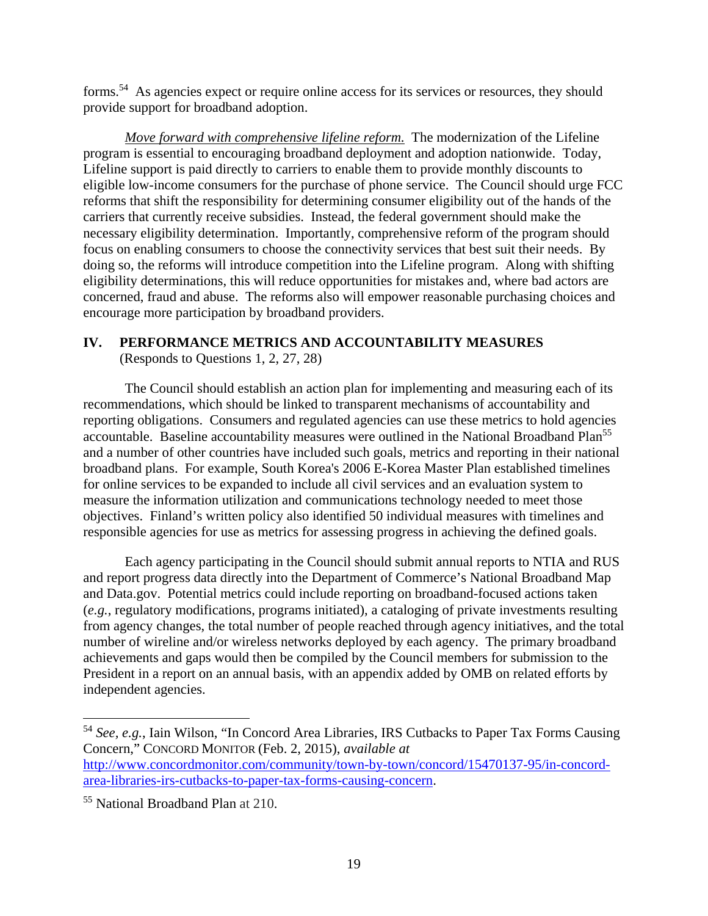forms.[54] As agencies expect or require online access for its services or resources, they should provide support for broadband adoption.

*Move forward with comprehensive lifeline reform.* The modernization of the Lifeline program is essential to encouraging broadband deployment and adoption nationwide. Today, Lifeline support is paid directly to carriers to enable them to provide monthly discounts to eligible low-income consumers for the purchase of phone service. The Council should urge FCC reforms that shift the responsibility for determining consumer eligibility out of the hands of the carriers that currently receive subsidies. Instead, the federal government should make the necessary eligibility determination. Importantly, comprehensive reform of the program should focus on enabling consumers to choose the connectivity services that best suit their needs. By doing so, the reforms will introduce competition into the Lifeline program. Along with shifting eligibility determinations, this will reduce opportunities for mistakes and, where bad actors are concerned, fraud and abuse. The reforms also will empower reasonable purchasing choices and encourage more participation by broadband providers.

## IV. PERFORMANCE METRICS AND ACCOUNTABILITY MEASURES

(Responds to Questions 1, 2, 27, 28)

The Council should establish an action plan for implementing and measuring each of its recommendations, which should be linked to transparent mechanisms of accountability and reporting obligations. Consumers and regulated agencies can use these metrics to hold agencies accountable. Baseline accountability measures were outlined in the National Broadband Plan[55] and a number of other countries have included such goals, metrics and reporting in their national broadband plans. For example, South Korea's 2006 E-Korea Master Plan established timelines for online services to be expanded to include all civil services and an evaluation system to measure the information utilization and communications technology needed to meet those objectives. Finland's written policy also identified 50 individual measures with timelines and responsible agencies for use as metrics for assessing progress in achieving the defined goals.

Each agency participating in the Council should submit annual reports to NTIA and RUS and report progress data directly into the Department of Commerce's National Broadband Map and Data.gov. Potential metrics could include reporting on broadband-focused actions taken (*e.g.*, regulatory modifications, programs initiated), a cataloging of private investments resulting from agency changes, the total number of people reached through agency initiatives, and the total number of wireline and/or wireless networks deployed by each agency. The primary broadband achievements and gaps would then be compiled by the Council members for submission to the President in a report on an annual basis, with an appendix added by OMB on related efforts by independent agencies.

---

[54] *See, e.g.*, Iain Wilson, "In Concord Area Libraries, IRS Cutbacks to Paper Tax Forms Causing Concern," CONCORD MONITOR (Feb. 2, 2015), *available at* http://www.concordmonitor.com/community/town-by-town/concord/15470137-95/in-concord-area-libraries-irs-cutbacks-to-paper-tax-forms-causing-concern.

[55] National Broadband Plan at 210.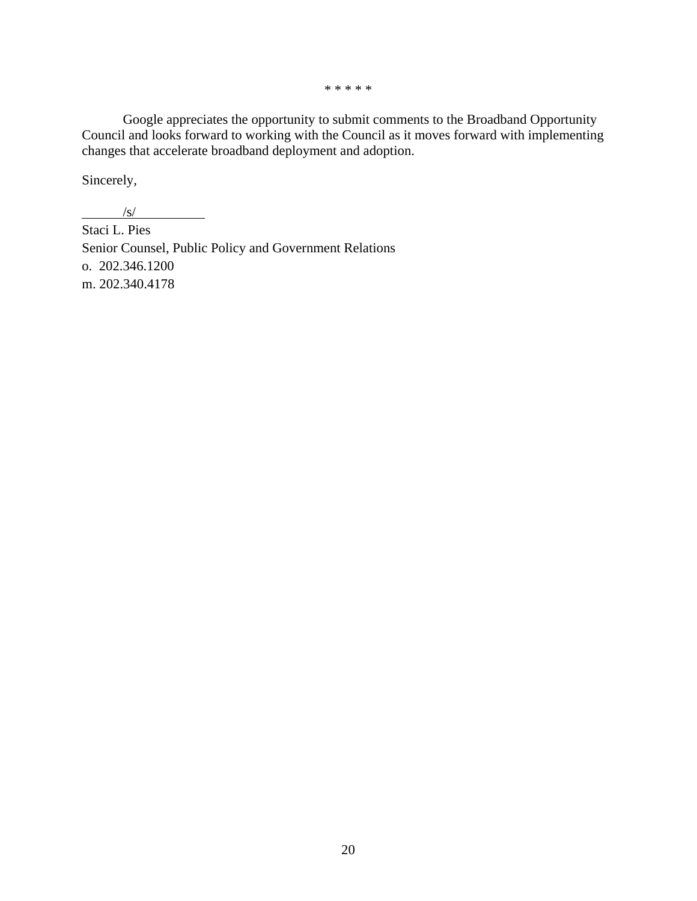\* \* \* \* \*

Google appreciates the opportunity to submit comments to the Broadband Opportunity Council and looks forward to working with the Council as it moves forward with implementing changes that accelerate broadband deployment and adoption.

Sincerely,

/s/

Staci L. Pies
Senior Counsel, Public Policy and Government Relations
o. 202.346.1200
m. 202.340.4178